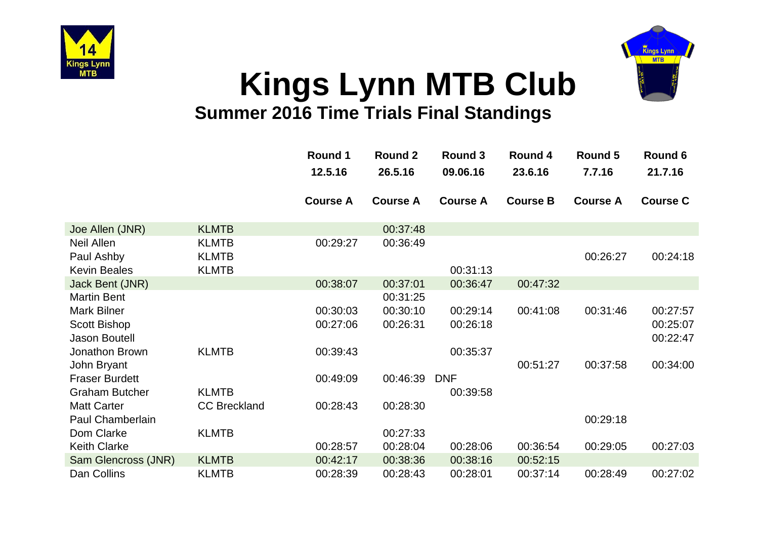# Kings Lynn MTB Club

## Summer 2016 Time Trials Final Standings

| | | Round 1<br>12.5.16<br>Course A | Round 2<br>26.5.16<br>Course A | Round 3<br>09.06.16<br>Course A | Round 4<br>23.6.16<br>Course B | Round 5<br>7.7.16<br>Course A | Round 6<br>21.7.16<br>Course C |
|---|---|---|---|---|---|---|---|
| Joe Allen (JNR) | KLMTB | | 00:37:48 | | | | |
| Neil Allen | KLMTB | 00:29:27 | 00:36:49 | | | | |
| Paul Ashby | KLMTB | | | | | 00:26:27 | 00:24:18 |
| Kevin Beales | KLMTB | | | 00:31:13 | | | |
| Jack Bent (JNR) | | 00:38:07 | 00:37:01 | 00:36:47 | 00:47:32 | | |
| Martin Bent | | | 00:31:25 | | | | |
| Mark Bilner | | 00:30:03 | 00:30:10 | 00:29:14 | 00:41:08 | 00:31:46 | 00:27:57 |
| Scott Bishop | | 00:27:06 | 00:26:31 | 00:26:18 | | | 00:25:07 |
| Jason Boutell | | | | | | | 00:22:47 |
| Jonathon Brown | KLMTB | 00:39:43 | | 00:35:37 | | | |
| John Bryant | | | | | 00:51:27 | 00:37:58 | 00:34:00 |
| Fraser Burdett | | 00:49:09 | 00:46:39 | DNF | | | |
| Graham Butcher | KLMTB | | | 00:39:58 | | | |
| Matt Carter | CC Breckland | 00:28:43 | 00:28:30 | | | | |
| Paul Chamberlain | | | | | | 00:29:18 | |
| Dom Clarke | KLMTB | | 00:27:33 | | | | |
| Keith Clarke | | 00:28:57 | 00:28:04 | 00:28:06 | 00:36:54 | 00:29:05 | 00:27:03 |
| Sam Glencross (JNR) | KLMTB | 00:42:17 | 00:38:36 | 00:38:16 | 00:52:15 | | |
| Dan Collins | KLMTB | 00:28:39 | 00:28:43 | 00:28:01 | 00:37:14 | 00:28:49 | 00:27:02 |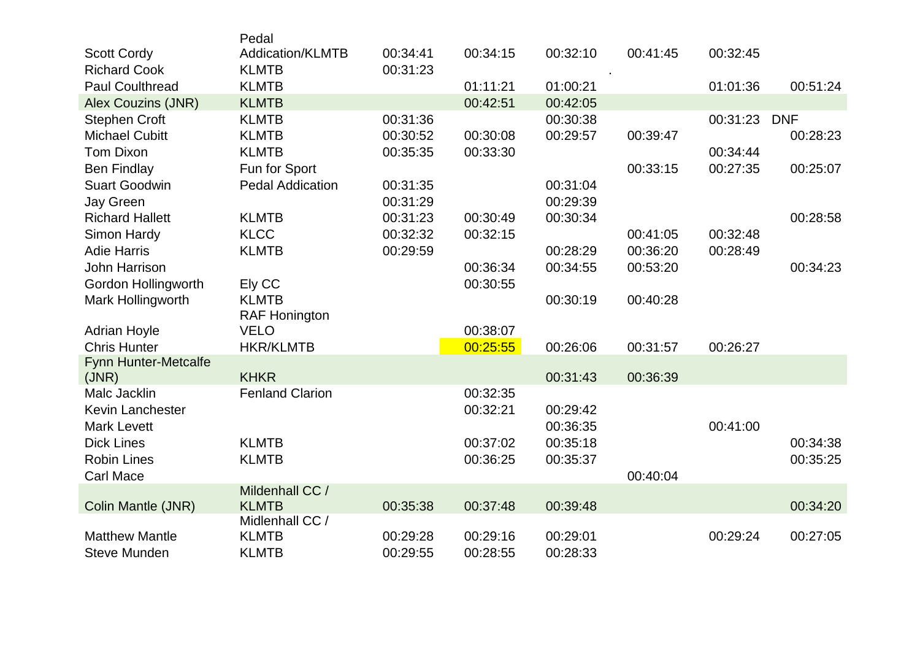| | | | | | | | |
|---|---|---|---|---|---|---|---|
| Scott Cordy | Pedal Addication/KLMTB | 00:34:41 | 00:34:15 | 00:32:10 | 00:41:45 | 00:32:45 | |
| Richard Cook | KLMTB | 00:31:23 | | | . | | |
| Paul Coulthread | KLMTB | | 01:11:21 | 01:00:21 | | 01:01:36 | 00:51:24 |
| Alex Couzins (JNR) | KLMTB | | 00:42:51 | 00:42:05 | | | |
| Stephen Croft | KLMTB | 00:31:36 | | 00:30:38 | | 00:31:23 | DNF |
| Michael Cubitt | KLMTB | 00:30:52 | 00:30:08 | 00:29:57 | 00:39:47 | | 00:28:23 |
| Tom Dixon | KLMTB | 00:35:35 | 00:33:30 | | | 00:34:44 | |
| Ben Findlay | Fun for Sport | | | | 00:33:15 | 00:27:35 | 00:25:07 |
| Suart Goodwin | Pedal Addication | 00:31:35 | | 00:31:04 | | | |
| Jay Green | | 00:31:29 | | 00:29:39 | | | |
| Richard Hallett | KLMTB | 00:31:23 | 00:30:49 | 00:30:34 | | | 00:28:58 |
| Simon Hardy | KLCC | 00:32:32 | 00:32:15 | | 00:41:05 | 00:32:48 | |
| Adie Harris | KLMTB | 00:29:59 | | 00:28:29 | 00:36:20 | 00:28:49 | |
| John Harrison | | | 00:36:34 | 00:34:55 | 00:53:20 | | 00:34:23 |
| Gordon Hollingworth | Ely CC | | 00:30:55 | | | | |
| Mark Hollingworth | KLMTB | | | 00:30:19 | 00:40:28 | | |
| Adrian Hoyle | RAF Honington VELO | | 00:38:07 | | | | |
| Chris Hunter | HKR/KLMTB | | 00:25:55 | 00:26:06 | 00:31:57 | 00:26:27 | |
| Fynn Hunter-Metcalfe (JNR) | KHKR | | | 00:31:43 | 00:36:39 | | |
| Malc Jacklin | Fenland Clarion | | 00:32:35 | | | | |
| Kevin Lanchester | | | 00:32:21 | 00:29:42 | | | |
| Mark Levett | | | | 00:36:35 | | 00:41:00 | |
| Dick Lines | KLMTB | | 00:37:02 | 00:35:18 | | | 00:34:38 |
| Robin Lines | KLMTB | | 00:36:25 | 00:35:37 | | | 00:35:25 |
| Carl Mace | | | | | 00:40:04 | | |
| Colin Mantle (JNR) | Mildenhall CC / KLMTB | 00:35:38 | 00:37:48 | 00:39:48 | | | 00:34:20 |
| Matthew Mantle | Midlenhall CC / KLMTB | 00:29:28 | 00:29:16 | 00:29:01 | | 00:29:24 | 00:27:05 |
| Steve Munden | KLMTB | 00:29:55 | 00:28:55 | 00:28:33 | | | |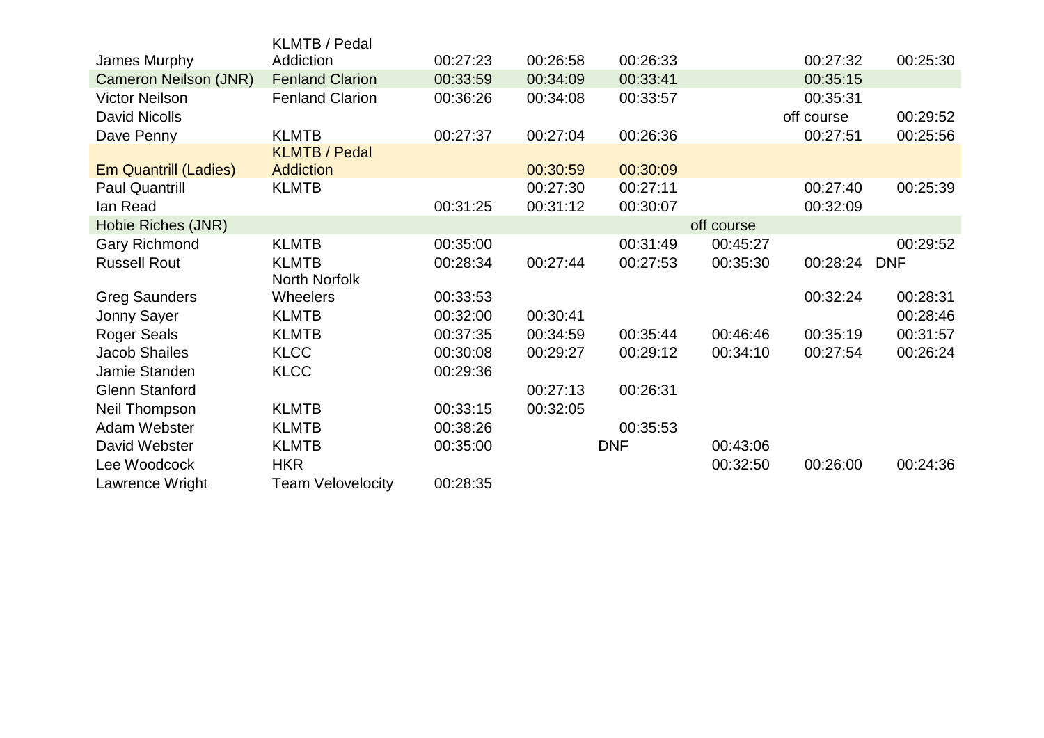| | | | | | | | |
|---|---|---|---|---|---|---|---|
| James Murphy | KLMTB / Pedal Addiction | 00:27:23 | 00:26:58 | 00:26:33 | | 00:27:32 | 00:25:30 |
| Cameron Neilson (JNR) | Fenland Clarion | 00:33:59 | 00:34:09 | 00:33:41 | | 00:35:15 | |
| Victor Neilson | Fenland Clarion | 00:36:26 | 00:34:08 | 00:33:57 | | 00:35:31 | |
| David Nicolls | | | | | | off course | 00:29:52 |
| Dave Penny | KLMTB | 00:27:37 | 00:27:04 | 00:26:36 | | 00:27:51 | 00:25:56 |
| Em Quantrill (Ladies) | KLMTB / Pedal Addiction | | 00:30:59 | 00:30:09 | | | |
| Paul Quantrill | KLMTB | | 00:27:30 | 00:27:11 | | 00:27:40 | 00:25:39 |
| Ian Read | | 00:31:25 | 00:31:12 | 00:30:07 | | 00:32:09 | |
| Hobie Riches (JNR) | | | | | off course | | |
| Gary Richmond | KLMTB | 00:35:00 | | 00:31:49 | 00:45:27 | | 00:29:52 |
| Russell Rout | KLMTB | 00:28:34 | 00:27:44 | 00:27:53 | 00:35:30 | 00:28:24 | DNF |
| Greg Saunders | North Norfolk Wheelers | 00:33:53 | | | | 00:32:24 | 00:28:31 |
| Jonny Sayer | KLMTB | 00:32:00 | 00:30:41 | | | | 00:28:46 |
| Roger Seals | KLMTB | 00:37:35 | 00:34:59 | 00:35:44 | 00:46:46 | 00:35:19 | 00:31:57 |
| Jacob Shailes | KLCC | 00:30:08 | 00:29:27 | 00:29:12 | 00:34:10 | 00:27:54 | 00:26:24 |
| Jamie Standen | KLCC | 00:29:36 | | | | | |
| Glenn Stanford | | | 00:27:13 | 00:26:31 | | | |
| Neil Thompson | KLMTB | 00:33:15 | 00:32:05 | | | | |
| Adam Webster | KLMTB | 00:38:26 | | 00:35:53 | | | |
| David Webster | KLMTB | 00:35:00 | | DNF | 00:43:06 | | |
| Lee Woodcock | HKR | | | | 00:32:50 | 00:26:00 | 00:24:36 |
| Lawrence Wright | Team Velovelocity | 00:28:35 | | | | | |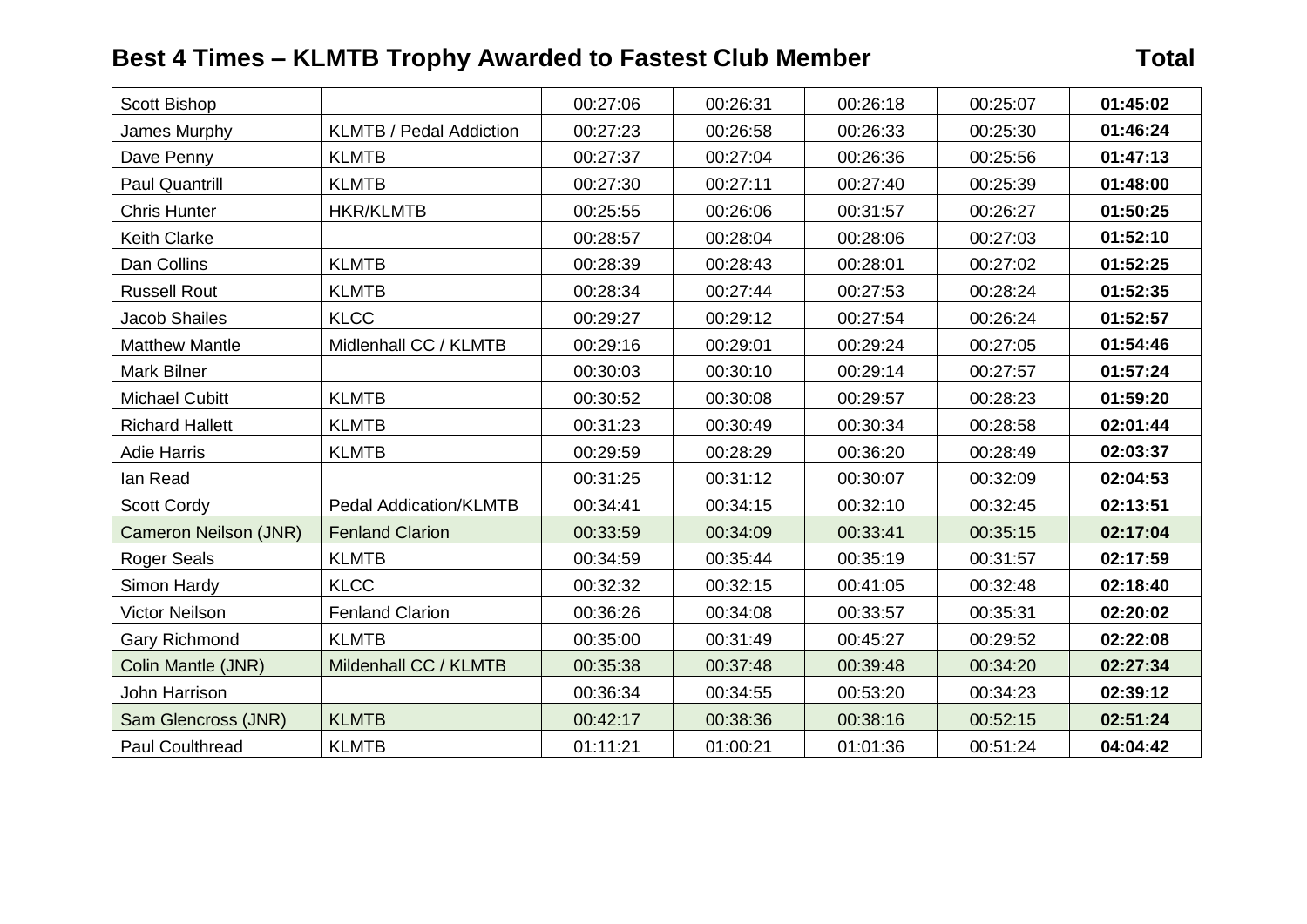# Best 4 Times – KLMTB Trophy Awarded to Fastest Club Member

| | | | | | | Total |
|---|---|---|---|---|---|---|
| Scott Bishop | | 00:27:06 | 00:26:31 | 00:26:18 | 00:25:07 | **01:45:02** |
| James Murphy | KLMTB / Pedal Addiction | 00:27:23 | 00:26:58 | 00:26:33 | 00:25:30 | **01:46:24** |
| Dave Penny | KLMTB | 00:27:37 | 00:27:04 | 00:26:36 | 00:25:56 | **01:47:13** |
| Paul Quantrill | KLMTB | 00:27:30 | 00:27:11 | 00:27:40 | 00:25:39 | **01:48:00** |
| Chris Hunter | HKR/KLMTB | 00:25:55 | 00:26:06 | 00:31:57 | 00:26:27 | **01:50:25** |
| Keith Clarke | | 00:28:57 | 00:28:04 | 00:28:06 | 00:27:03 | **01:52:10** |
| Dan Collins | KLMTB | 00:28:39 | 00:28:43 | 00:28:01 | 00:27:02 | **01:52:25** |
| Russell Rout | KLMTB | 00:28:34 | 00:27:44 | 00:27:53 | 00:28:24 | **01:52:35** |
| Jacob Shailes | KLCC | 00:29:27 | 00:29:12 | 00:27:54 | 00:26:24 | **01:52:57** |
| Matthew Mantle | Midlenhall CC / KLMTB | 00:29:16 | 00:29:01 | 00:29:24 | 00:27:05 | **01:54:46** |
| Mark Bilner | | 00:30:03 | 00:30:10 | 00:29:14 | 00:27:57 | **01:57:24** |
| Michael Cubitt | KLMTB | 00:30:52 | 00:30:08 | 00:29:57 | 00:28:23 | **01:59:20** |
| Richard Hallett | KLMTB | 00:31:23 | 00:30:49 | 00:30:34 | 00:28:58 | **02:01:44** |
| Adie Harris | KLMTB | 00:29:59 | 00:28:29 | 00:36:20 | 00:28:49 | **02:03:37** |
| Ian Read | | 00:31:25 | 00:31:12 | 00:30:07 | 00:32:09 | **02:04:53** |
| Scott Cordy | Pedal Addication/KLMTB | 00:34:41 | 00:34:15 | 00:32:10 | 00:32:45 | **02:13:51** |
| Cameron Neilson (JNR) | Fenland Clarion | 00:33:59 | 00:34:09 | 00:33:41 | 00:35:15 | **02:17:04** |
| Roger Seals | KLMTB | 00:34:59 | 00:35:44 | 00:35:19 | 00:31:57 | **02:17:59** |
| Simon Hardy | KLCC | 00:32:32 | 00:32:15 | 00:41:05 | 00:32:48 | **02:18:40** |
| Victor Neilson | Fenland Clarion | 00:36:26 | 00:34:08 | 00:33:57 | 00:35:31 | **02:20:02** |
| Gary Richmond | KLMTB | 00:35:00 | 00:31:49 | 00:45:27 | 00:29:52 | **02:22:08** |
| Colin Mantle (JNR) | Mildenhall CC / KLMTB | 00:35:38 | 00:37:48 | 00:39:48 | 00:34:20 | **02:27:34** |
| John Harrison | | 00:36:34 | 00:34:55 | 00:53:20 | 00:34:23 | **02:39:12** |
| Sam Glencross (JNR) | KLMTB | 00:42:17 | 00:38:36 | 00:38:16 | 00:52:15 | **02:51:24** |
| Paul Coulthread | KLMTB | 01:11:21 | 01:00:21 | 01:01:36 | 00:51:24 | **04:04:42** |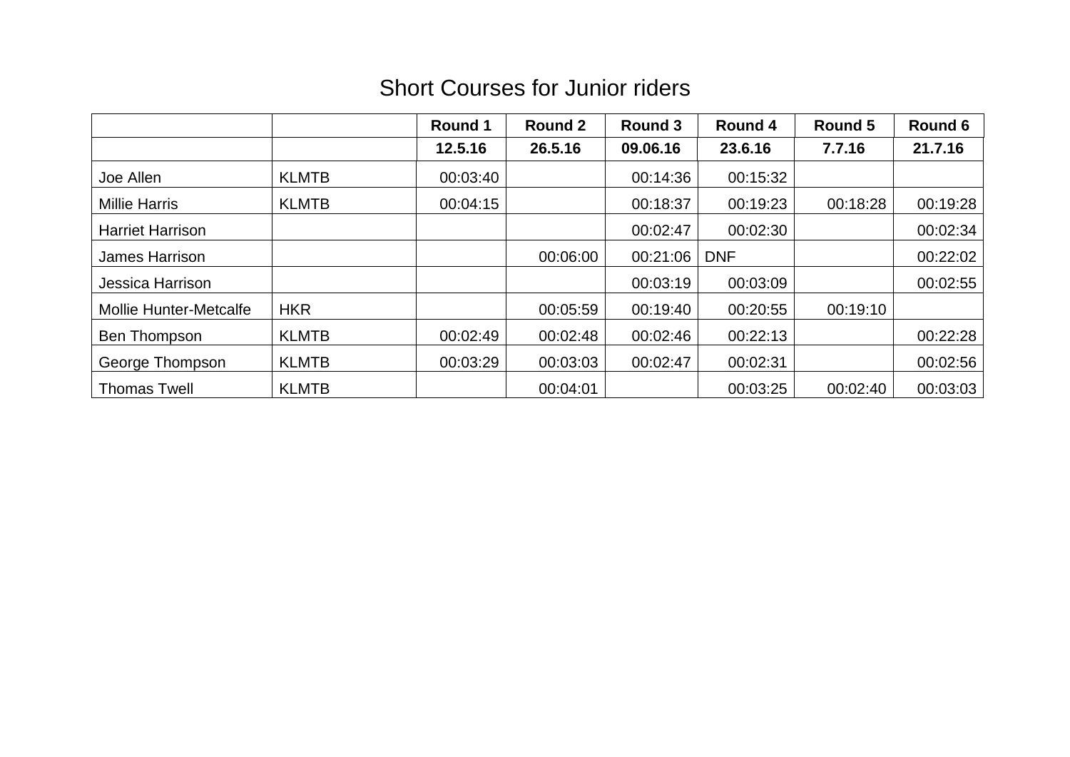# Short Courses for Junior riders

| | | Round 1 | Round 2 | Round 3 | Round 4 | Round 5 | Round 6 |
|---|---|---|---|---|---|---|---|
| | | **12.5.16** | **26.5.16** | **09.06.16** | **23.6.16** | **7.7.16** | **21.7.16** |
| Joe Allen | KLMTB | 00:03:40 | | 00:14:36 | 00:15:32 | | |
| Millie Harris | KLMTB | 00:04:15 | | 00:18:37 | 00:19:23 | 00:18:28 | 00:19:28 |
| Harriet Harrison | | | | 00:02:47 | 00:02:30 | | 00:02:34 |
| James Harrison | | | 00:06:00 | 00:21:06 | DNF | | 00:22:02 |
| Jessica Harrison | | | | 00:03:19 | 00:03:09 | | 00:02:55 |
| Mollie Hunter-Metcalfe | HKR | | 00:05:59 | 00:19:40 | 00:20:55 | 00:19:10 | |
| Ben Thompson | KLMTB | 00:02:49 | 00:02:48 | 00:02:46 | 00:22:13 | | 00:22:28 |
| George Thompson | KLMTB | 00:03:29 | 00:03:03 | 00:02:47 | 00:02:31 | | 00:02:56 |
| Thomas Twell | KLMTB | | 00:04:01 | | 00:03:25 | 00:02:40 | 00:03:03 |